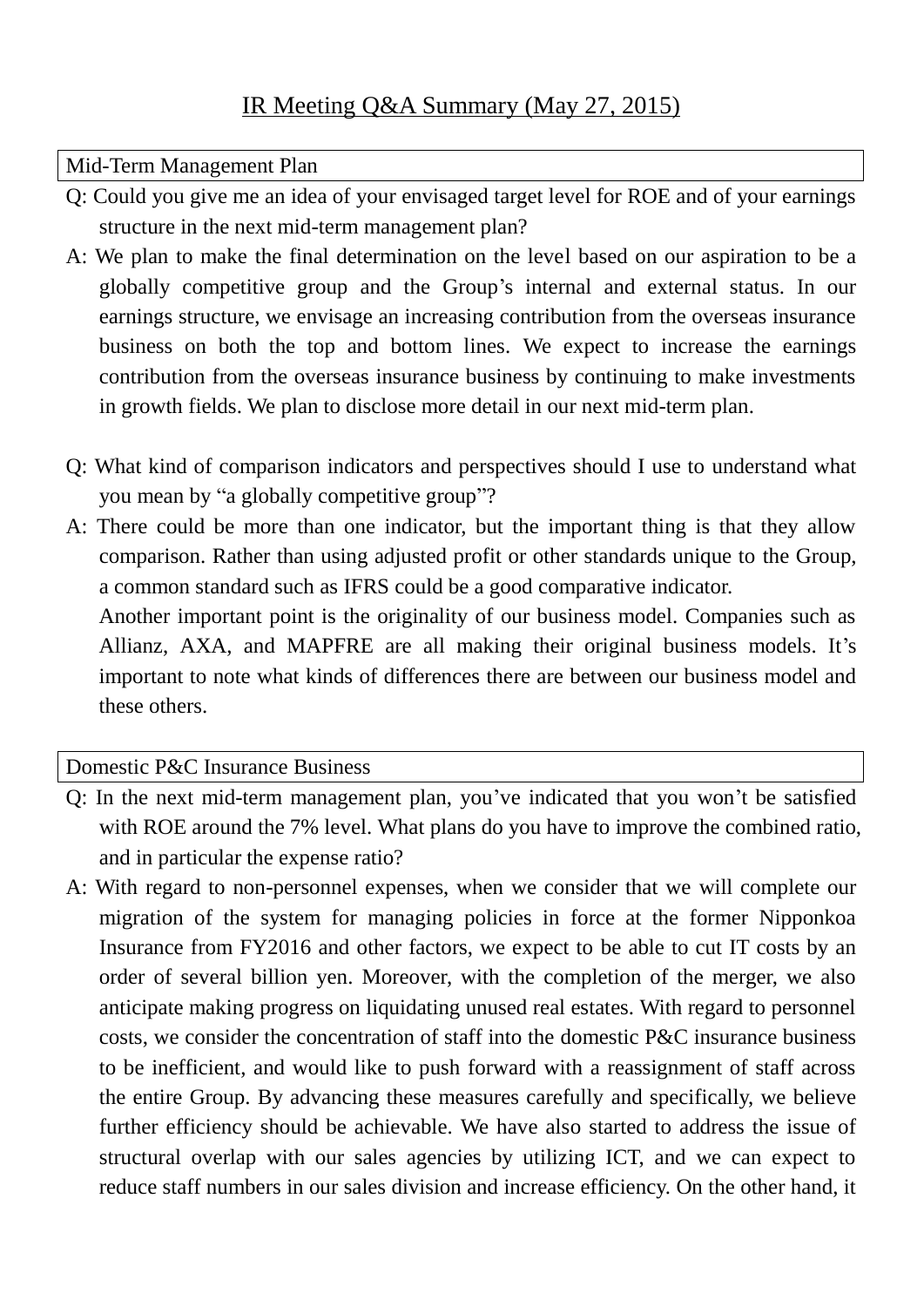# IR Meeting Q&A Summary (May 27, 2015)

## Mid-Term Management Plan

Q: Could you give me an idea of your envisaged target level for ROE and of your earnings structure in the next mid-term management plan?

A: We plan to make the final determination on the level based on our aspiration to be a globally competitive group and the Group's internal and external status. In our earnings structure, we envisage an increasing contribution from the overseas insurance business on both the top and bottom lines. We expect to increase the earnings contribution from the overseas insurance business by continuing to make investments in growth fields. We plan to disclose more detail in our next mid-term plan.

Q: What kind of comparison indicators and perspectives should I use to understand what you mean by "a globally competitive group"?

A: There could be more than one indicator, but the important thing is that they allow comparison. Rather than using adjusted profit or other standards unique to the Group, a common standard such as IFRS could be a good comparative indicator.
Another important point is the originality of our business model. Companies such as Allianz, AXA, and MAPFRE are all making their original business models. It's important to note what kinds of differences there are between our business model and these others.

## Domestic P&C Insurance Business

Q: In the next mid-term management plan, you've indicated that you won't be satisfied with ROE around the 7% level. What plans do you have to improve the combined ratio, and in particular the expense ratio?

A: With regard to non-personnel expenses, when we consider that we will complete our migration of the system for managing policies in force at the former Nipponkoa Insurance from FY2016 and other factors, we expect to be able to cut IT costs by an order of several billion yen. Moreover, with the completion of the merger, we also anticipate making progress on liquidating unused real estates. With regard to personnel costs, we consider the concentration of staff into the domestic P&C insurance business to be inefficient, and would like to push forward with a reassignment of staff across the entire Group. By advancing these measures carefully and specifically, we believe further efficiency should be achievable. We have also started to address the issue of structural overlap with our sales agencies by utilizing ICT, and we can expect to reduce staff numbers in our sales division and increase efficiency. On the other hand, it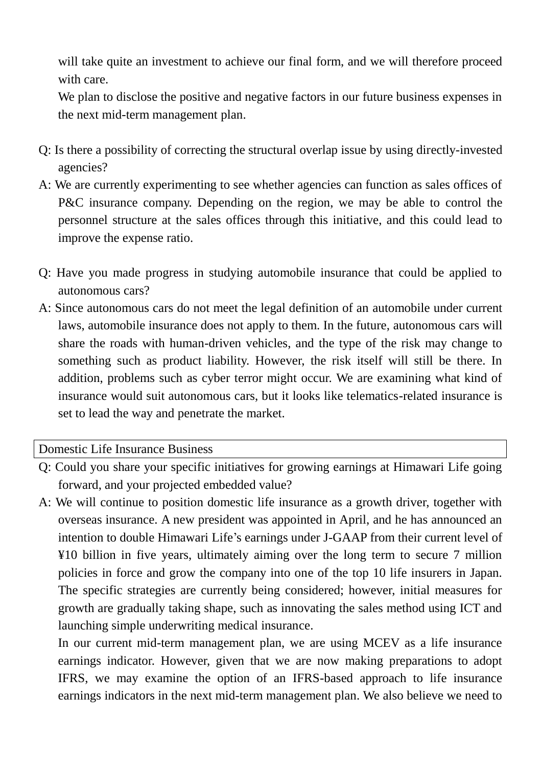will take quite an investment to achieve our final form, and we will therefore proceed with care.

We plan to disclose the positive and negative factors in our future business expenses in the next mid-term management plan.

Q: Is there a possibility of correcting the structural overlap issue by using directly-invested agencies?

A: We are currently experimenting to see whether agencies can function as sales offices of P&C insurance company. Depending on the region, we may be able to control the personnel structure at the sales offices through this initiative, and this could lead to improve the expense ratio.

Q: Have you made progress in studying automobile insurance that could be applied to autonomous cars?

A: Since autonomous cars do not meet the legal definition of an automobile under current laws, automobile insurance does not apply to them. In the future, autonomous cars will share the roads with human-driven vehicles, and the type of the risk may change to something such as product liability. However, the risk itself will still be there. In addition, problems such as cyber terror might occur. We are examining what kind of insurance would suit autonomous cars, but it looks like telematics-related insurance is set to lead the way and penetrate the market.

## Domestic Life Insurance Business

Q: Could you share your specific initiatives for growing earnings at Himawari Life going forward, and your projected embedded value?

A: We will continue to position domestic life insurance as a growth driver, together with overseas insurance. A new president was appointed in April, and he has announced an intention to double Himawari Life's earnings under J-GAAP from their current level of ¥10 billion in five years, ultimately aiming over the long term to secure 7 million policies in force and grow the company into one of the top 10 life insurers in Japan. The specific strategies are currently being considered; however, initial measures for growth are gradually taking shape, such as innovating the sales method using ICT and launching simple underwriting medical insurance.

In our current mid-term management plan, we are using MCEV as a life insurance earnings indicator. However, given that we are now making preparations to adopt IFRS, we may examine the option of an IFRS-based approach to life insurance earnings indicators in the next mid-term management plan. We also believe we need to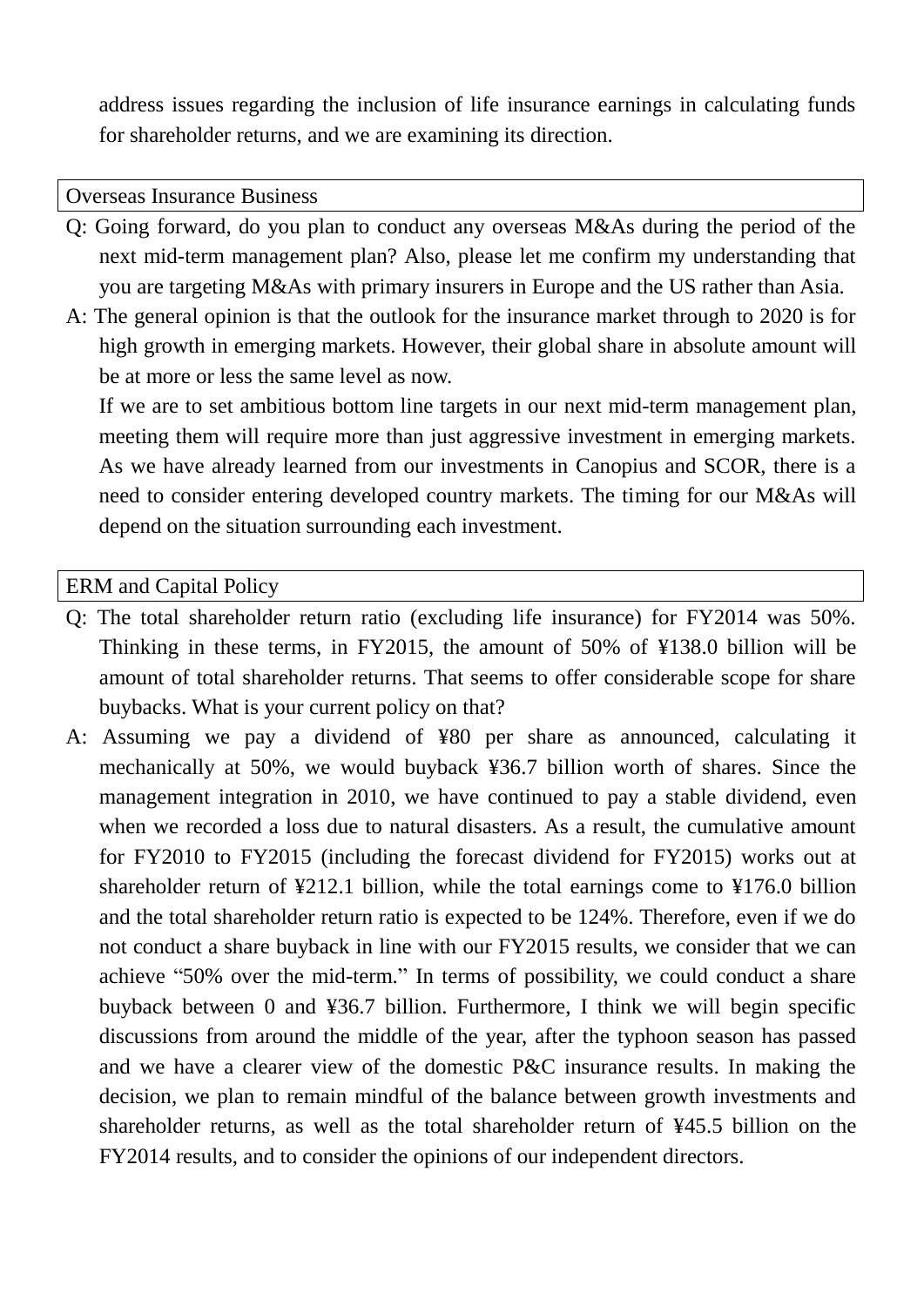address issues regarding the inclusion of life insurance earnings in calculating funds for shareholder returns, and we are examining its direction.

## Overseas Insurance Business

Q: Going forward, do you plan to conduct any overseas M&As during the period of the next mid-term management plan? Also, please let me confirm my understanding that you are targeting M&As with primary insurers in Europe and the US rather than Asia.

A: The general opinion is that the outlook for the insurance market through to 2020 is for high growth in emerging markets. However, their global share in absolute amount will be at more or less the same level as now.

If we are to set ambitious bottom line targets in our next mid-term management plan, meeting them will require more than just aggressive investment in emerging markets. As we have already learned from our investments in Canopius and SCOR, there is a need to consider entering developed country markets. The timing for our M&As will depend on the situation surrounding each investment.

## ERM and Capital Policy

Q: The total shareholder return ratio (excluding life insurance) for FY2014 was 50%. Thinking in these terms, in FY2015, the amount of 50% of ¥138.0 billion will be amount of total shareholder returns. That seems to offer considerable scope for share buybacks. What is your current policy on that?

A: Assuming we pay a dividend of ¥80 per share as announced, calculating it mechanically at 50%, we would buyback ¥36.7 billion worth of shares. Since the management integration in 2010, we have continued to pay a stable dividend, even when we recorded a loss due to natural disasters. As a result, the cumulative amount for FY2010 to FY2015 (including the forecast dividend for FY2015) works out at shareholder return of ¥212.1 billion, while the total earnings come to ¥176.0 billion and the total shareholder return ratio is expected to be 124%. Therefore, even if we do not conduct a share buyback in line with our FY2015 results, we consider that we can achieve "50% over the mid-term." In terms of possibility, we could conduct a share buyback between 0 and ¥36.7 billion. Furthermore, I think we will begin specific discussions from around the middle of the year, after the typhoon season has passed and we have a clearer view of the domestic P&C insurance results. In making the decision, we plan to remain mindful of the balance between growth investments and shareholder returns, as well as the total shareholder return of ¥45.5 billion on the FY2014 results, and to consider the opinions of our independent directors.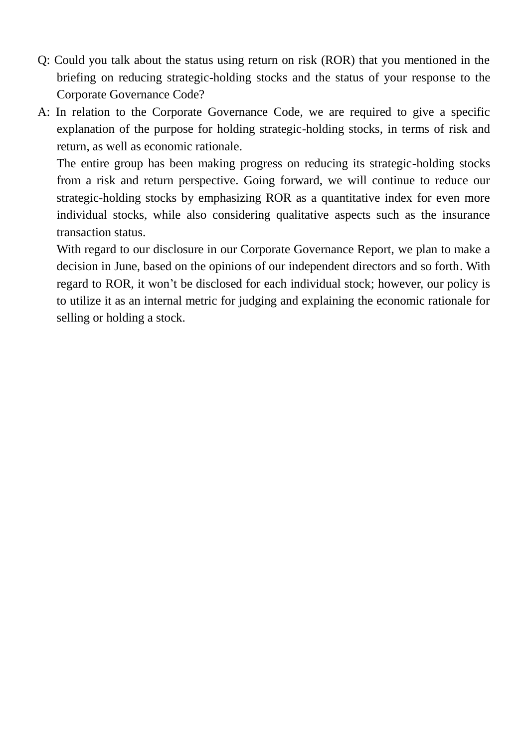Q: Could you talk about the status using return on risk (ROR) that you mentioned in the briefing on reducing strategic-holding stocks and the status of your response to the Corporate Governance Code?

A: In relation to the Corporate Governance Code, we are required to give a specific explanation of the purpose for holding strategic-holding stocks, in terms of risk and return, as well as economic rationale.

The entire group has been making progress on reducing its strategic-holding stocks from a risk and return perspective. Going forward, we will continue to reduce our strategic-holding stocks by emphasizing ROR as a quantitative index for even more individual stocks, while also considering qualitative aspects such as the insurance transaction status.

With regard to our disclosure in our Corporate Governance Report, we plan to make a decision in June, based on the opinions of our independent directors and so forth. With regard to ROR, it won't be disclosed for each individual stock; however, our policy is to utilize it as an internal metric for judging and explaining the economic rationale for selling or holding a stock.